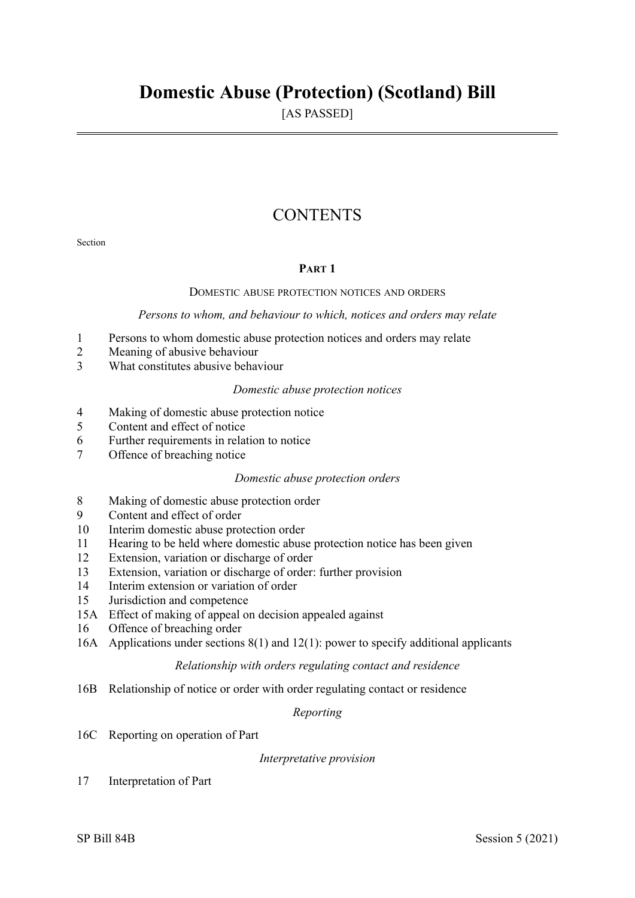# Domestic Abuse (Protection) (Scotland) Bill

[AS PASSED]

## CONTENTS

Section

### PART 1

DOMESTIC ABUSE PROTECTION NOTICES AND ORDERS

*Persons to whom, and behaviour to which, notices and orders may relate*

1 Persons to whom domestic abuse protection notices and orders may relate
2 Meaning of abusive behaviour
3 What constitutes abusive behaviour

*Domestic abuse protection notices*

4 Making of domestic abuse protection notice
5 Content and effect of notice
6 Further requirements in relation to notice
7 Offence of breaching notice

*Domestic abuse protection orders*

8 Making of domestic abuse protection order
9 Content and effect of order
10 Interim domestic abuse protection order
11 Hearing to be held where domestic abuse protection notice has been given
12 Extension, variation or discharge of order
13 Extension, variation or discharge of order: further provision
14 Interim extension or variation of order
15 Jurisdiction and competence
15A Effect of making of appeal on decision appealed against
16 Offence of breaching order
16A Applications under sections 8(1) and 12(1): power to specify additional applicants

*Relationship with orders regulating contact and residence*

16B Relationship of notice or order with order regulating contact or residence

*Reporting*

16C Reporting on operation of Part

*Interpretative provision*

17 Interpretation of Part

SP Bill 84B Session 5 (2021)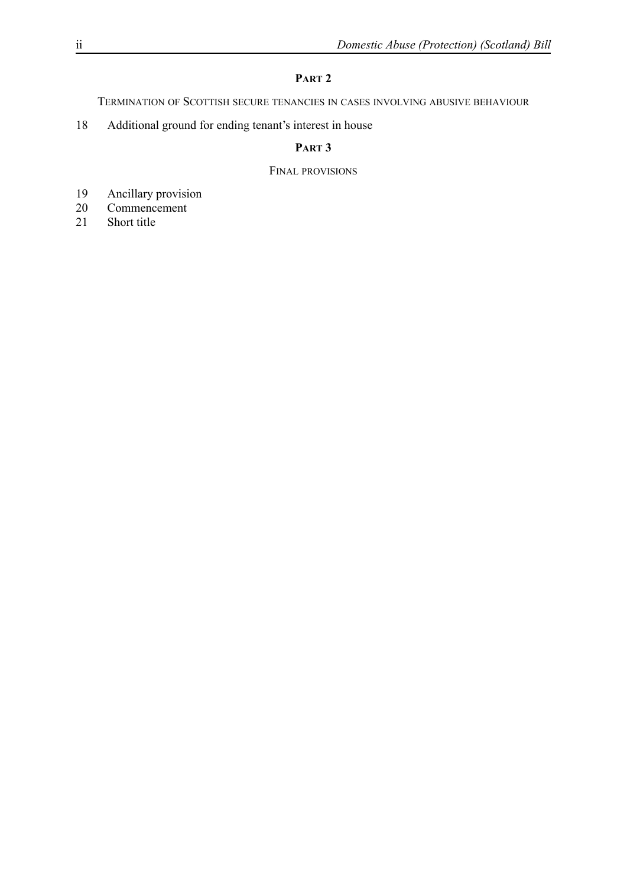## PART 2

TERMINATION OF SCOTTISH SECURE TENANCIES IN CASES INVOLVING ABUSIVE BEHAVIOUR

18 Additional ground for ending tenant's interest in house

## PART 3

FINAL PROVISIONS

19 Ancillary provision
20 Commencement
21 Short title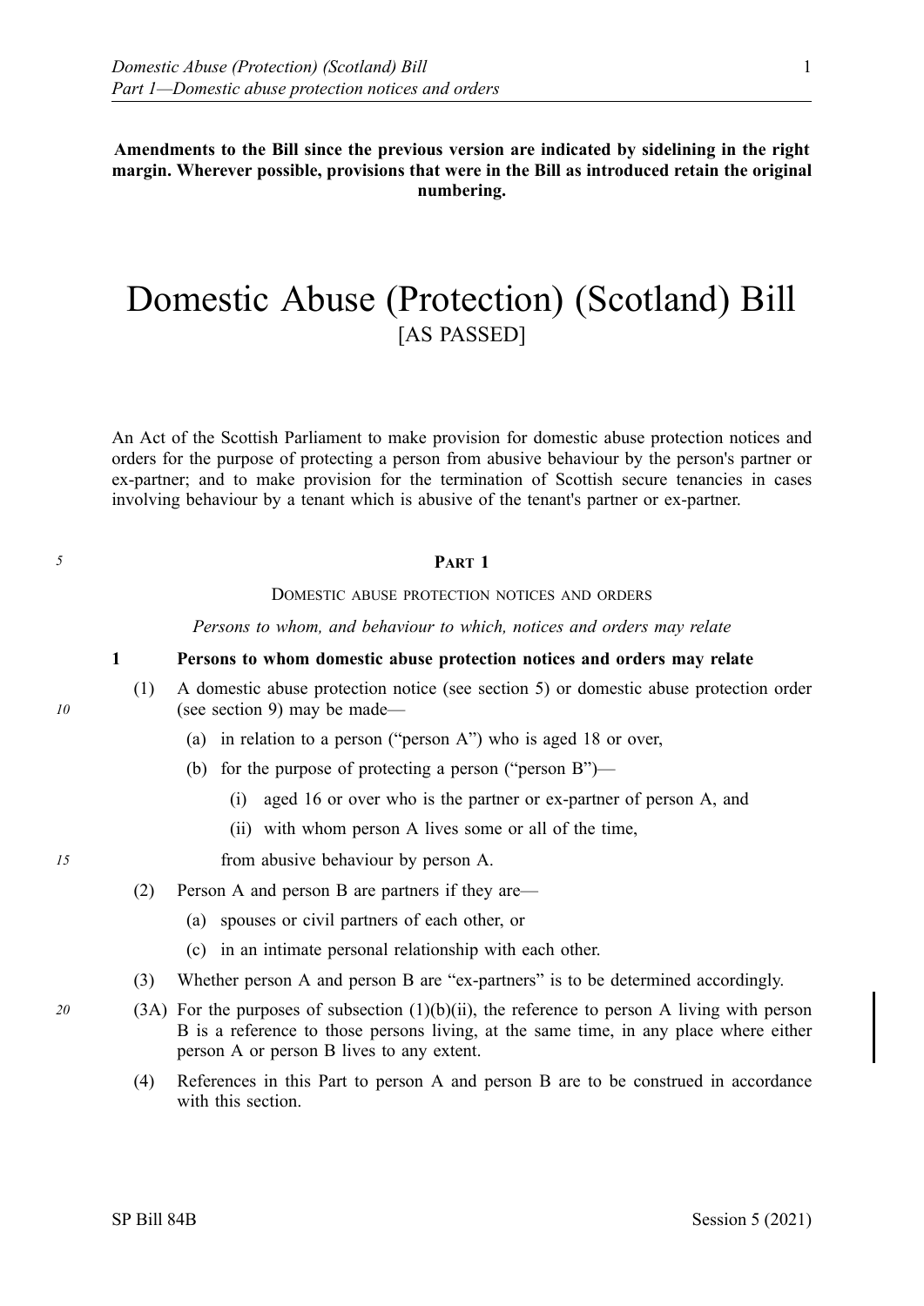**Amendments to the Bill since the previous version are indicated by sidelining in the right margin. Wherever possible, provisions that were in the Bill as introduced retain the original numbering.**

# Domestic Abuse (Protection) (Scotland) Bill
[AS PASSED]

An Act of the Scottish Parliament to make provision for domestic abuse protection notices and orders for the purpose of protecting a person from abusive behaviour by the person's partner or ex-partner; and to make provision for the termination of Scottish secure tenancies in cases involving behaviour by a tenant which is abusive of the tenant's partner or ex-partner.

## PART 1

### DOMESTIC ABUSE PROTECTION NOTICES AND ORDERS

*Persons to whom, and behaviour to which, notices and orders may relate*

**1 Persons to whom domestic abuse protection notices and orders may relate**

(1) A domestic abuse protection notice (see section 5) or domestic abuse protection order (see section 9) may be made—

(a) in relation to a person ("person A") who is aged 18 or over,

(b) for the purpose of protecting a person ("person B")—

(i) aged 16 or over who is the partner or ex-partner of person A, and

(ii) with whom person A lives some or all of the time,

from abusive behaviour by person A.

(2) Person A and person B are partners if they are—

(a) spouses or civil partners of each other, or

(c) in an intimate personal relationship with each other.

(3) Whether person A and person B are "ex-partners" is to be determined accordingly.

(3A) For the purposes of subsection (1)(b)(ii), the reference to person A living with person B is a reference to those persons living, at the same time, in any place where either person A or person B lives to any extent.

(4) References in this Part to person A and person B are to be construed in accordance with this section.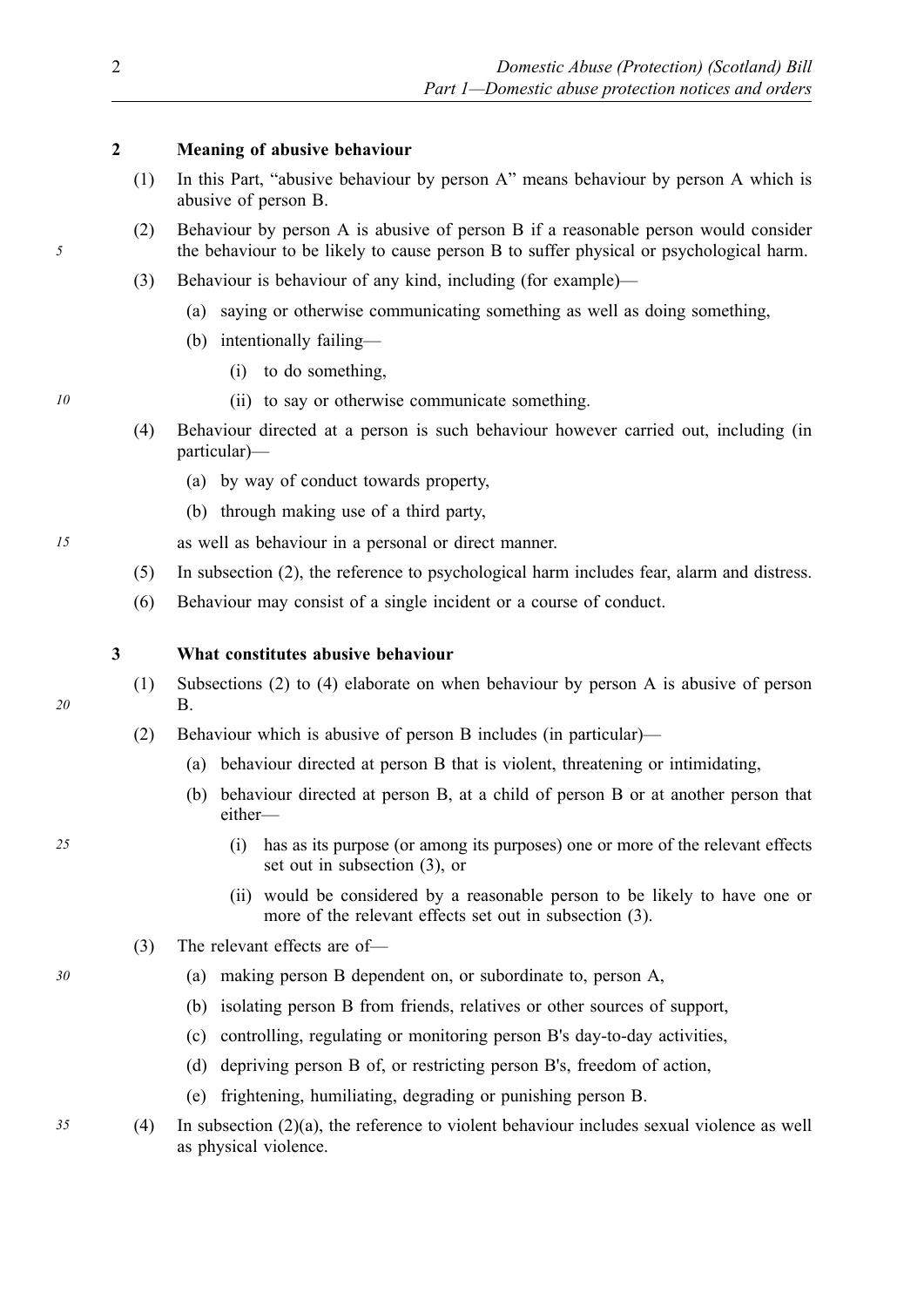## 2 Meaning of abusive behaviour

(1) In this Part, "abusive behaviour by person A" means behaviour by person A which is abusive of person B.

(2) Behaviour by person A is abusive of person B if a reasonable person would consider the behaviour to be likely to cause person B to suffer physical or psychological harm.

(3) Behaviour is behaviour of any kind, including (for example)—

- (a) saying or otherwise communicating something as well as doing something,
- (b) intentionally failing—
  - (i) to do something,
  - (ii) to say or otherwise communicate something.

(4) Behaviour directed at a person is such behaviour however carried out, including (in particular)—

- (a) by way of conduct towards property,
- (b) through making use of a third party,

as well as behaviour in a personal or direct manner.

(5) In subsection (2), the reference to psychological harm includes fear, alarm and distress.

(6) Behaviour may consist of a single incident or a course of conduct.

## 3 What constitutes abusive behaviour

(1) Subsections (2) to (4) elaborate on when behaviour by person A is abusive of person B.

(2) Behaviour which is abusive of person B includes (in particular)—

- (a) behaviour directed at person B that is violent, threatening or intimidating,
- (b) behaviour directed at person B, at a child of person B or at another person that either—
  - (i) has as its purpose (or among its purposes) one or more of the relevant effects set out in subsection (3), or
  - (ii) would be considered by a reasonable person to be likely to have one or more of the relevant effects set out in subsection (3).

(3) The relevant effects are of—

- (a) making person B dependent on, or subordinate to, person A,
- (b) isolating person B from friends, relatives or other sources of support,
- (c) controlling, regulating or monitoring person B's day-to-day activities,
- (d) depriving person B of, or restricting person B's, freedom of action,
- (e) frightening, humiliating, degrading or punishing person B.

(4) In subsection (2)(a), the reference to violent behaviour includes sexual violence as well as physical violence.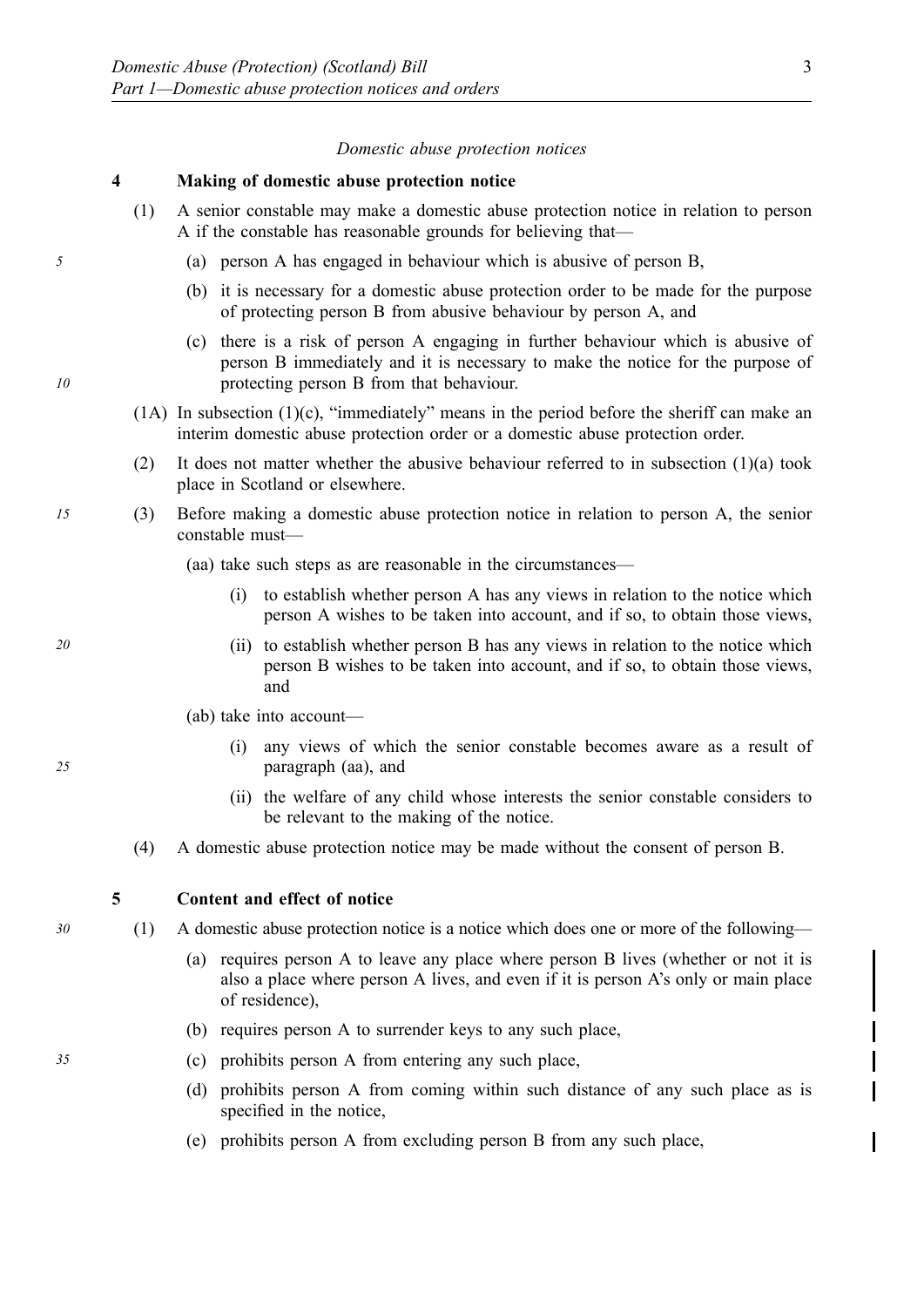*Domestic abuse protection notices*

### 4 Making of domestic abuse protection notice

(1) A senior constable may make a domestic abuse protection notice in relation to person A if the constable has reasonable grounds for believing that—

- (a) person A has engaged in behaviour which is abusive of person B,
- (b) it is necessary for a domestic abuse protection order to be made for the purpose of protecting person B from abusive behaviour by person A, and
- (c) there is a risk of person A engaging in further behaviour which is abusive of person B immediately and it is necessary to make the notice for the purpose of protecting person B from that behaviour.

(1A) In subsection (1)(c), "immediately" means in the period before the sheriff can make an interim domestic abuse protection order or a domestic abuse protection order.

(2) It does not matter whether the abusive behaviour referred to in subsection (1)(a) took place in Scotland or elsewhere.

(3) Before making a domestic abuse protection notice in relation to person A, the senior constable must—

- (aa) take such steps as are reasonable in the circumstances—
  - (i) to establish whether person A has any views in relation to the notice which person A wishes to be taken into account, and if so, to obtain those views,
  - (ii) to establish whether person B has any views in relation to the notice which person B wishes to be taken into account, and if so, to obtain those views, and
- (ab) take into account—
  - (i) any views of which the senior constable becomes aware as a result of paragraph (aa), and
  - (ii) the welfare of any child whose interests the senior constable considers to be relevant to the making of the notice.

(4) A domestic abuse protection notice may be made without the consent of person B.

### 5 Content and effect of notice

(1) A domestic abuse protection notice is a notice which does one or more of the following—

- (a) requires person A to leave any place where person B lives (whether or not it is also a place where person A lives, and even if it is person A's only or main place of residence),
- (b) requires person A to surrender keys to any such place,
- (c) prohibits person A from entering any such place,
- (d) prohibits person A from coming within such distance of any such place as is specified in the notice,
- (e) prohibits person A from excluding person B from any such place,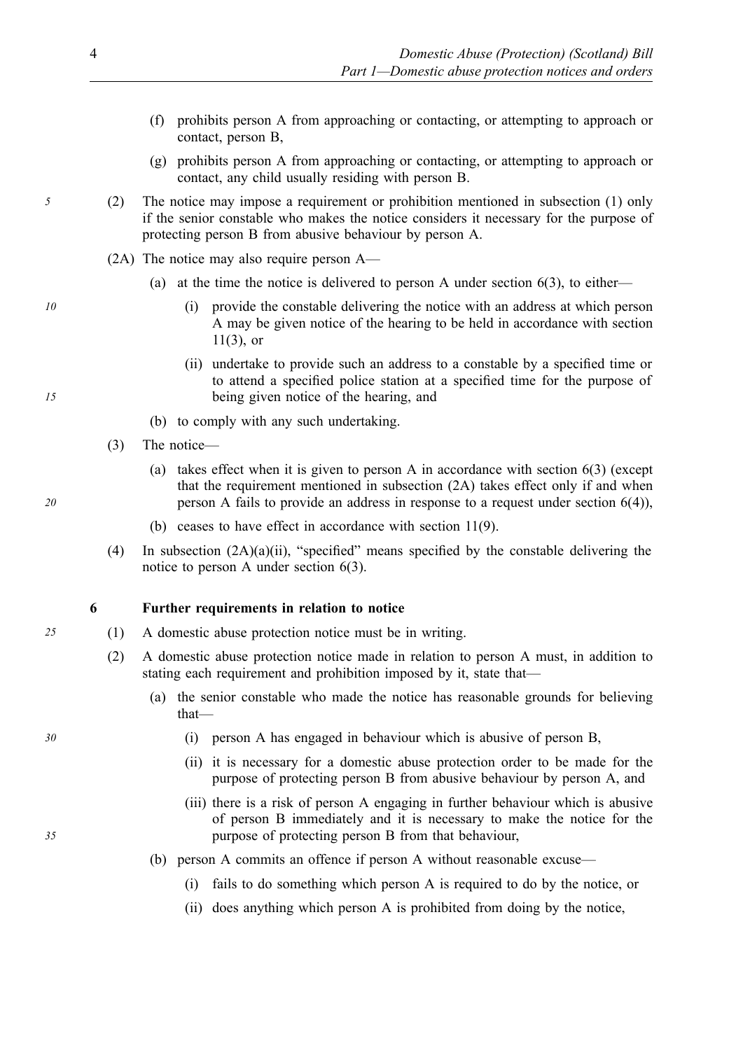(f) prohibits person A from approaching or contacting, or attempting to approach or contact, person B,

(g) prohibits person A from approaching or contacting, or attempting to approach or contact, any child usually residing with person B.

(2) The notice may impose a requirement or prohibition mentioned in subsection (1) only if the senior constable who makes the notice considers it necessary for the purpose of protecting person B from abusive behaviour by person A.

(2A) The notice may also require person A—

(a) at the time the notice is delivered to person A under section 6(3), to either—

(i) provide the constable delivering the notice with an address at which person A may be given notice of the hearing to be held in accordance with section 11(3), or

(ii) undertake to provide such an address to a constable by a specified time or to attend a specified police station at a specified time for the purpose of being given notice of the hearing, and

(b) to comply with any such undertaking.

(3) The notice—

(a) takes effect when it is given to person A in accordance with section 6(3) (except that the requirement mentioned in subsection (2A) takes effect only if and when person A fails to provide an address in response to a request under section 6(4)),

(b) ceases to have effect in accordance with section 11(9).

(4) In subsection (2A)(a)(ii), "specified" means specified by the constable delivering the notice to person A under section 6(3).

### 6 Further requirements in relation to notice

(1) A domestic abuse protection notice must be in writing.

(2) A domestic abuse protection notice made in relation to person A must, in addition to stating each requirement and prohibition imposed by it, state that—

(a) the senior constable who made the notice has reasonable grounds for believing that—

(i) person A has engaged in behaviour which is abusive of person B,

(ii) it is necessary for a domestic abuse protection order to be made for the purpose of protecting person B from abusive behaviour by person A, and

(iii) there is a risk of person A engaging in further behaviour which is abusive of person B immediately and it is necessary to make the notice for the purpose of protecting person B from that behaviour,

(b) person A commits an offence if person A without reasonable excuse—

(i) fails to do something which person A is required to do by the notice, or

(ii) does anything which person A is prohibited from doing by the notice,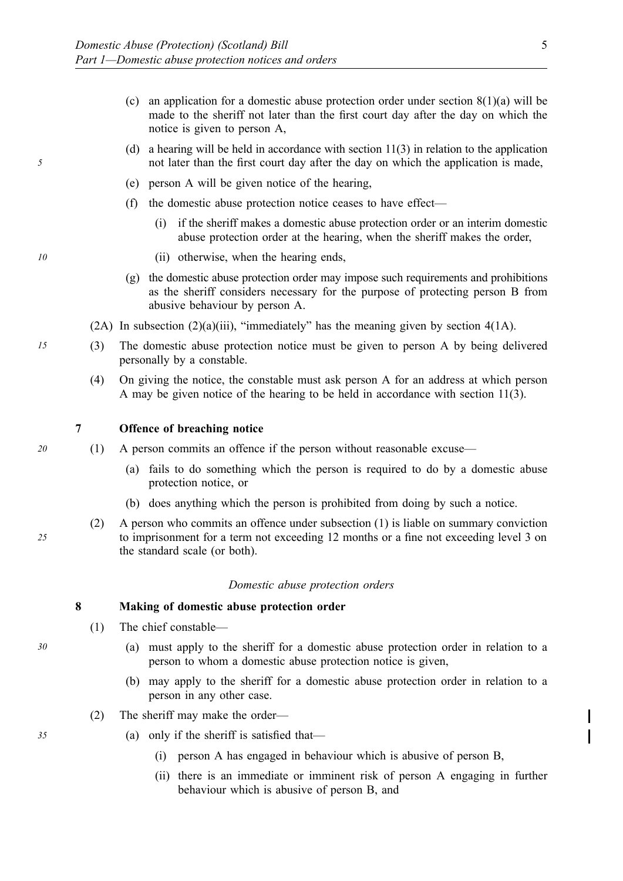(c) an application for a domestic abuse protection order under section 8(1)(a) will be made to the sheriff not later than the first court day after the day on which the notice is given to person A,

(d) a hearing will be held in accordance with section 11(3) in relation to the application not later than the first court day after the day on which the application is made,

(e) person A will be given notice of the hearing,

(f) the domestic abuse protection notice ceases to have effect—

(i) if the sheriff makes a domestic abuse protection order or an interim domestic abuse protection order at the hearing, when the sheriff makes the order,

(ii) otherwise, when the hearing ends,

(g) the domestic abuse protection order may impose such requirements and prohibitions as the sheriff considers necessary for the purpose of protecting person B from abusive behaviour by person A.

(2A) In subsection (2)(a)(iii), "immediately" has the meaning given by section 4(1A).

(3) The domestic abuse protection notice must be given to person A by being delivered personally by a constable.

(4) On giving the notice, the constable must ask person A for an address at which person A may be given notice of the hearing to be held in accordance with section 11(3).

### 7 Offence of breaching notice

(1) A person commits an offence if the person without reasonable excuse—

(a) fails to do something which the person is required to do by a domestic abuse protection notice, or

(b) does anything which the person is prohibited from doing by such a notice.

(2) A person who commits an offence under subsection (1) is liable on summary conviction to imprisonment for a term not exceeding 12 months or a fine not exceeding level 3 on the standard scale (or both).

*Domestic abuse protection orders*

### 8 Making of domestic abuse protection order

(1) The chief constable—

(a) must apply to the sheriff for a domestic abuse protection order in relation to a person to whom a domestic abuse protection notice is given,

(b) may apply to the sheriff for a domestic abuse protection order in relation to a person in any other case.

(2) The sheriff may make the order—

(a) only if the sheriff is satisfied that—

(i) person A has engaged in behaviour which is abusive of person B,

(ii) there is an immediate or imminent risk of person A engaging in further behaviour which is abusive of person B, and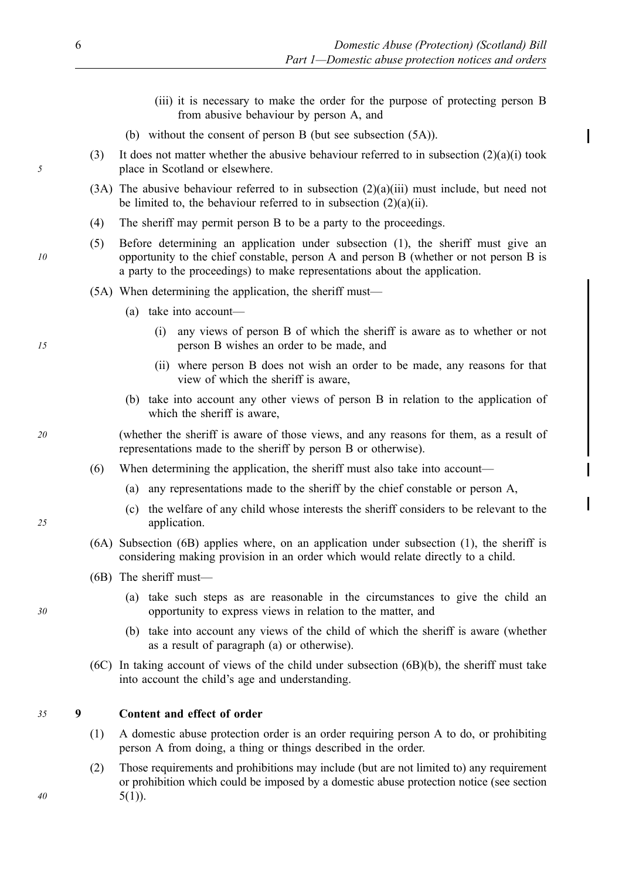(iii) it is necessary to make the order for the purpose of protecting person B from abusive behaviour by person A, and

(b) without the consent of person B (but see subsection (5A)).

(3) It does not matter whether the abusive behaviour referred to in subsection (2)(a)(i) took place in Scotland or elsewhere.

(3A) The abusive behaviour referred to in subsection (2)(a)(iii) must include, but need not be limited to, the behaviour referred to in subsection (2)(a)(ii).

(4) The sheriff may permit person B to be a party to the proceedings.

(5) Before determining an application under subsection (1), the sheriff must give an opportunity to the chief constable, person A and person B (whether or not person B is a party to the proceedings) to make representations about the application.

(5A) When determining the application, the sheriff must—

(a) take into account—

(i) any views of person B of which the sheriff is aware as to whether or not person B wishes an order to be made, and

(ii) where person B does not wish an order to be made, any reasons for that view of which the sheriff is aware,

(b) take into account any other views of person B in relation to the application of which the sheriff is aware,

(whether the sheriff is aware of those views, and any reasons for them, as a result of representations made to the sheriff by person B or otherwise).

(6) When determining the application, the sheriff must also take into account—

(a) any representations made to the sheriff by the chief constable or person A,

(c) the welfare of any child whose interests the sheriff considers to be relevant to the application.

(6A) Subsection (6B) applies where, on an application under subsection (1), the sheriff is considering making provision in an order which would relate directly to a child.

(6B) The sheriff must—

(a) take such steps as are reasonable in the circumstances to give the child an opportunity to express views in relation to the matter, and

(b) take into account any views of the child of which the sheriff is aware (whether as a result of paragraph (a) or otherwise).

(6C) In taking account of views of the child under subsection (6B)(b), the sheriff must take into account the child's age and understanding.

### 9 Content and effect of order

(1) A domestic abuse protection order is an order requiring person A to do, or prohibiting person A from doing, a thing or things described in the order.

(2) Those requirements and prohibitions may include (but are not limited to) any requirement or prohibition which could be imposed by a domestic abuse protection notice (see section 5(1)).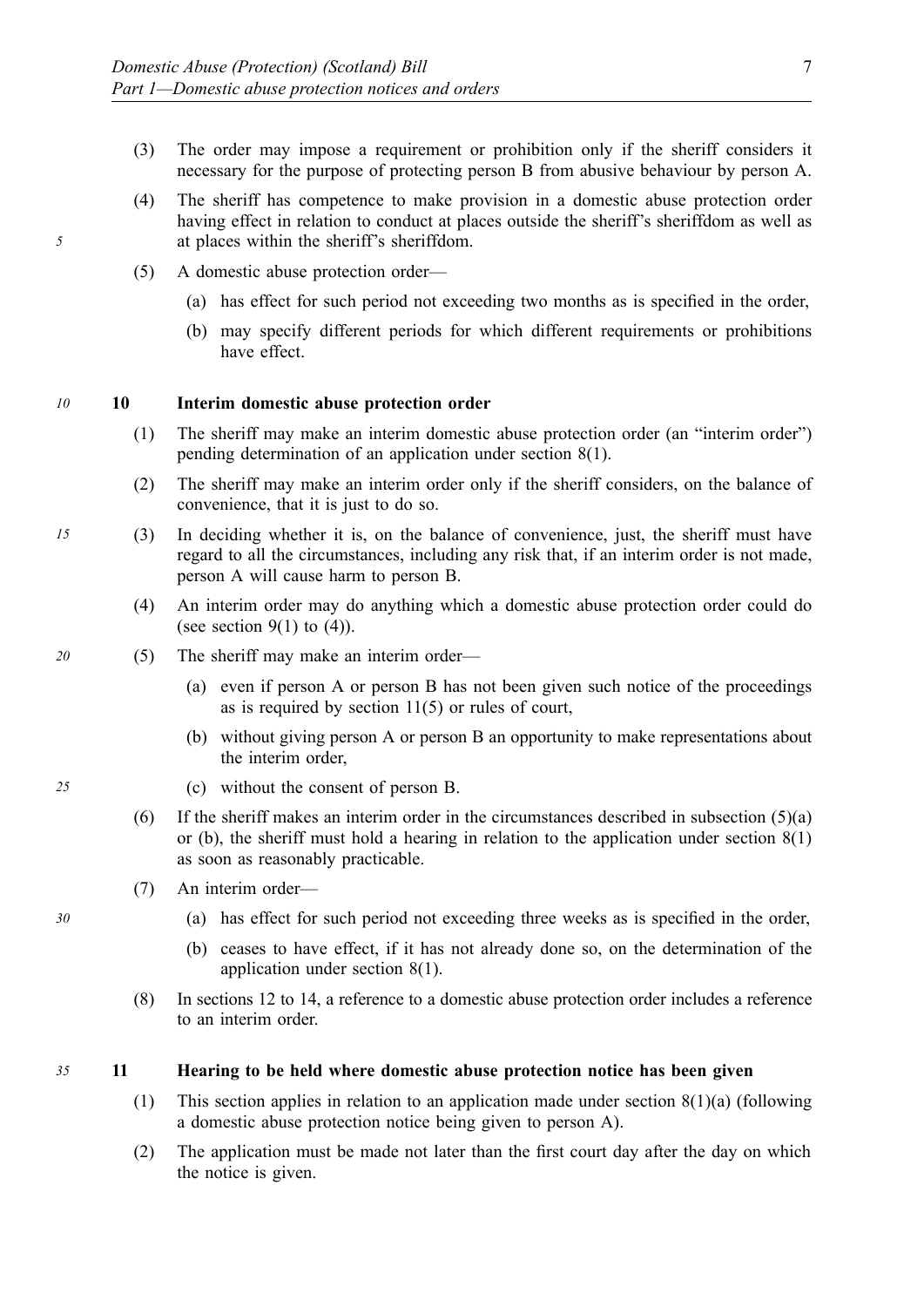(3) The order may impose a requirement or prohibition only if the sheriff considers it necessary for the purpose of protecting person B from abusive behaviour by person A.

(4) The sheriff has competence to make provision in a domestic abuse protection order having effect in relation to conduct at places outside the sheriff's sheriffdom as well as at places within the sheriff's sheriffdom.

(5) A domestic abuse protection order—

(a) has effect for such period not exceeding two months as is specified in the order,

(b) may specify different periods for which different requirements or prohibitions have effect.

### 10 Interim domestic abuse protection order

(1) The sheriff may make an interim domestic abuse protection order (an "interim order") pending determination of an application under section 8(1).

(2) The sheriff may make an interim order only if the sheriff considers, on the balance of convenience, that it is just to do so.

(3) In deciding whether it is, on the balance of convenience, just, the sheriff must have regard to all the circumstances, including any risk that, if an interim order is not made, person A will cause harm to person B.

(4) An interim order may do anything which a domestic abuse protection order could do (see section 9(1) to (4)).

(5) The sheriff may make an interim order—

(a) even if person A or person B has not been given such notice of the proceedings as is required by section 11(5) or rules of court,

(b) without giving person A or person B an opportunity to make representations about the interim order,

(c) without the consent of person B.

(6) If the sheriff makes an interim order in the circumstances described in subsection (5)(a) or (b), the sheriff must hold a hearing in relation to the application under section 8(1) as soon as reasonably practicable.

(7) An interim order—

(a) has effect for such period not exceeding three weeks as is specified in the order,

(b) ceases to have effect, if it has not already done so, on the determination of the application under section 8(1).

(8) In sections 12 to 14, a reference to a domestic abuse protection order includes a reference to an interim order.

### 11 Hearing to be held where domestic abuse protection notice has been given

(1) This section applies in relation to an application made under section 8(1)(a) (following a domestic abuse protection notice being given to person A).

(2) The application must be made not later than the first court day after the day on which the notice is given.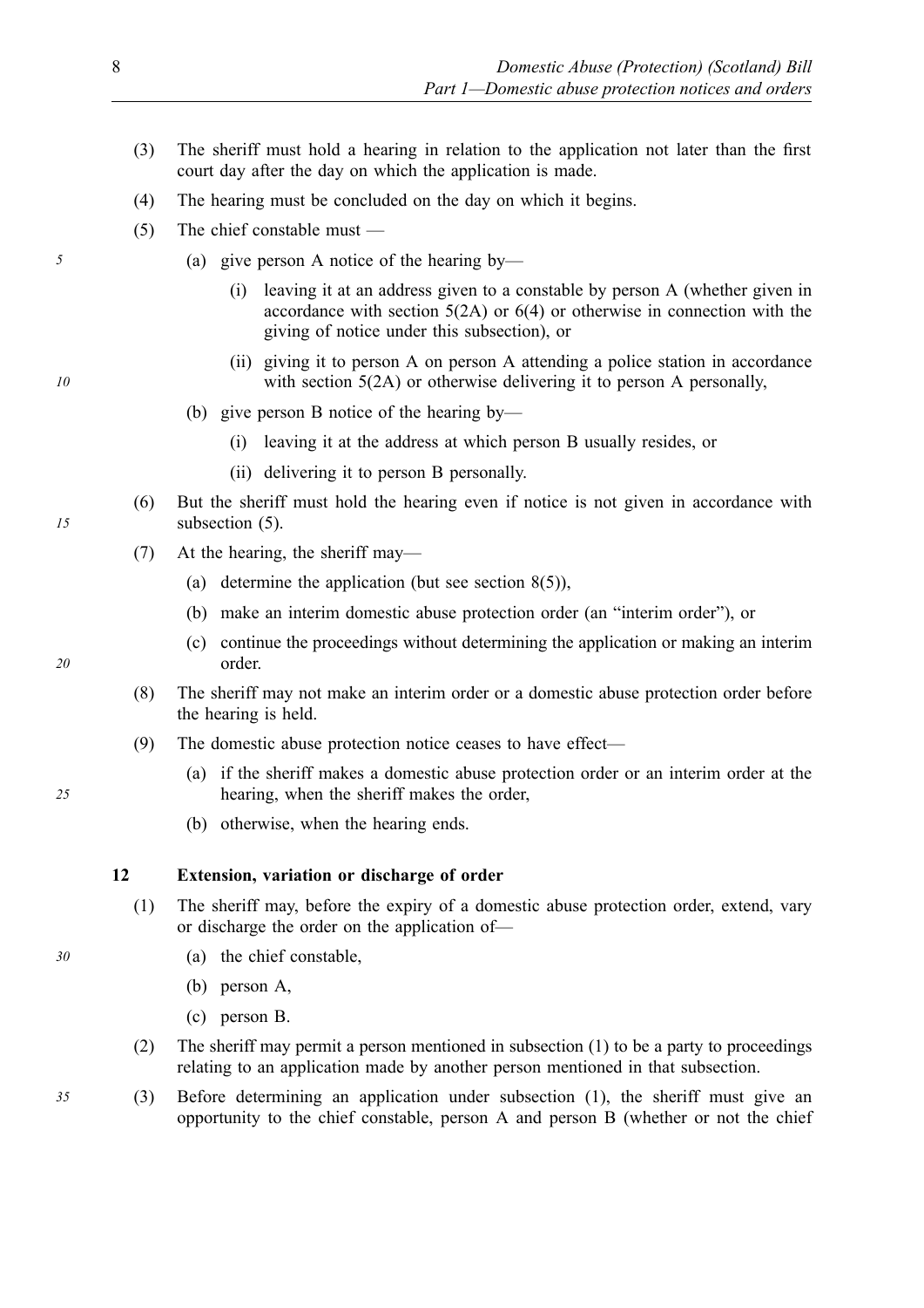(3) The sheriff must hold a hearing in relation to the application not later than the first court day after the day on which the application is made.

(4) The hearing must be concluded on the day on which it begins.

(5) The chief constable must —

  (a) give person A notice of the hearing by—

    (i) leaving it at an address given to a constable by person A (whether given in accordance with section 5(2A) or 6(4) or otherwise in connection with the giving of notice under this subsection), or

    (ii) giving it to person A on person A attending a police station in accordance with section 5(2A) or otherwise delivering it to person A personally,

  (b) give person B notice of the hearing by—

    (i) leaving it at the address at which person B usually resides, or

    (ii) delivering it to person B personally.

(6) But the sheriff must hold the hearing even if notice is not given in accordance with subsection (5).

(7) At the hearing, the sheriff may—

  (a) determine the application (but see section 8(5)),

  (b) make an interim domestic abuse protection order (an "interim order"), or

  (c) continue the proceedings without determining the application or making an interim order.

(8) The sheriff may not make an interim order or a domestic abuse protection order before the hearing is held.

(9) The domestic abuse protection notice ceases to have effect—

  (a) if the sheriff makes a domestic abuse protection order or an interim order at the hearing, when the sheriff makes the order,

  (b) otherwise, when the hearing ends.

### 12 Extension, variation or discharge of order

(1) The sheriff may, before the expiry of a domestic abuse protection order, extend, vary or discharge the order on the application of—

  (a) the chief constable,

  (b) person A,

  (c) person B.

(2) The sheriff may permit a person mentioned in subsection (1) to be a party to proceedings relating to an application made by another person mentioned in that subsection.

(3) Before determining an application under subsection (1), the sheriff must give an opportunity to the chief constable, person A and person B (whether or not the chief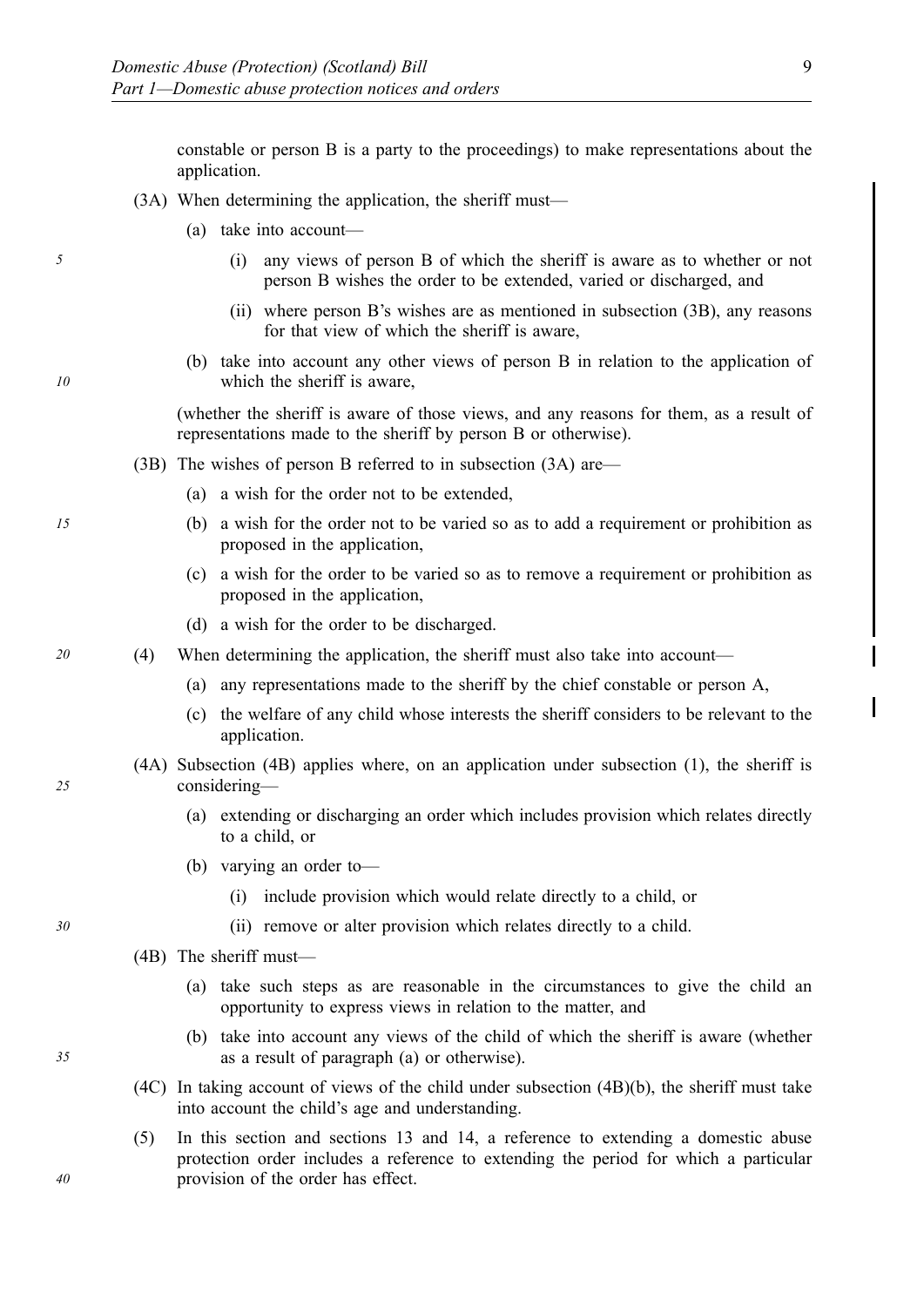constable or person B is a party to the proceedings) to make representations about the application.

(3A) When determining the application, the sheriff must—

(a) take into account—

(i) any views of person B of which the sheriff is aware as to whether or not person B wishes the order to be extended, varied or discharged, and

(ii) where person B's wishes are as mentioned in subsection (3B), any reasons for that view of which the sheriff is aware,

(b) take into account any other views of person B in relation to the application of which the sheriff is aware,

(whether the sheriff is aware of those views, and any reasons for them, as a result of representations made to the sheriff by person B or otherwise).

(3B) The wishes of person B referred to in subsection (3A) are—

(a) a wish for the order not to be extended,

(b) a wish for the order not to be varied so as to add a requirement or prohibition as proposed in the application,

(c) a wish for the order to be varied so as to remove a requirement or prohibition as proposed in the application,

(d) a wish for the order to be discharged.

(4) When determining the application, the sheriff must also take into account—

(a) any representations made to the sheriff by the chief constable or person A,

(c) the welfare of any child whose interests the sheriff considers to be relevant to the application.

(4A) Subsection (4B) applies where, on an application under subsection (1), the sheriff is considering—

(a) extending or discharging an order which includes provision which relates directly to a child, or

(b) varying an order to—

(i) include provision which would relate directly to a child, or

(ii) remove or alter provision which relates directly to a child.

(4B) The sheriff must—

(a) take such steps as are reasonable in the circumstances to give the child an opportunity to express views in relation to the matter, and

(b) take into account any views of the child of which the sheriff is aware (whether as a result of paragraph (a) or otherwise).

(4C) In taking account of views of the child under subsection (4B)(b), the sheriff must take into account the child's age and understanding.

(5) In this section and sections 13 and 14, a reference to extending a domestic abuse protection order includes a reference to extending the period for which a particular provision of the order has effect.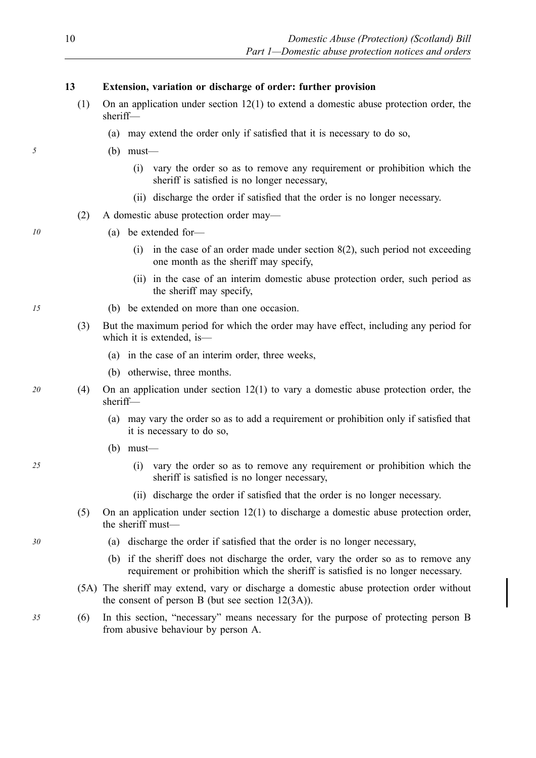**13 Extension, variation or discharge of order: further provision**

(1) On an application under section 12(1) to extend a domestic abuse protection order, the sheriff—

(a) may extend the order only if satisfied that it is necessary to do so,

(b) must—

(i) vary the order so as to remove any requirement or prohibition which the sheriff is satisfied is no longer necessary,

(ii) discharge the order if satisfied that the order is no longer necessary.

(2) A domestic abuse protection order may—

(a) be extended for—

(i) in the case of an order made under section 8(2), such period not exceeding one month as the sheriff may specify,

(ii) in the case of an interim domestic abuse protection order, such period as the sheriff may specify,

(b) be extended on more than one occasion.

(3) But the maximum period for which the order may have effect, including any period for which it is extended, is—

(a) in the case of an interim order, three weeks,

(b) otherwise, three months.

(4) On an application under section 12(1) to vary a domestic abuse protection order, the sheriff—

(a) may vary the order so as to add a requirement or prohibition only if satisfied that it is necessary to do so,

(b) must—

(i) vary the order so as to remove any requirement or prohibition which the sheriff is satisfied is no longer necessary,

(ii) discharge the order if satisfied that the order is no longer necessary.

(5) On an application under section 12(1) to discharge a domestic abuse protection order, the sheriff must—

(a) discharge the order if satisfied that the order is no longer necessary,

(b) if the sheriff does not discharge the order, vary the order so as to remove any requirement or prohibition which the sheriff is satisfied is no longer necessary.

(5A) The sheriff may extend, vary or discharge a domestic abuse protection order without the consent of person B (but see section 12(3A)).

(6) In this section, "necessary" means necessary for the purpose of protecting person B from abusive behaviour by person A.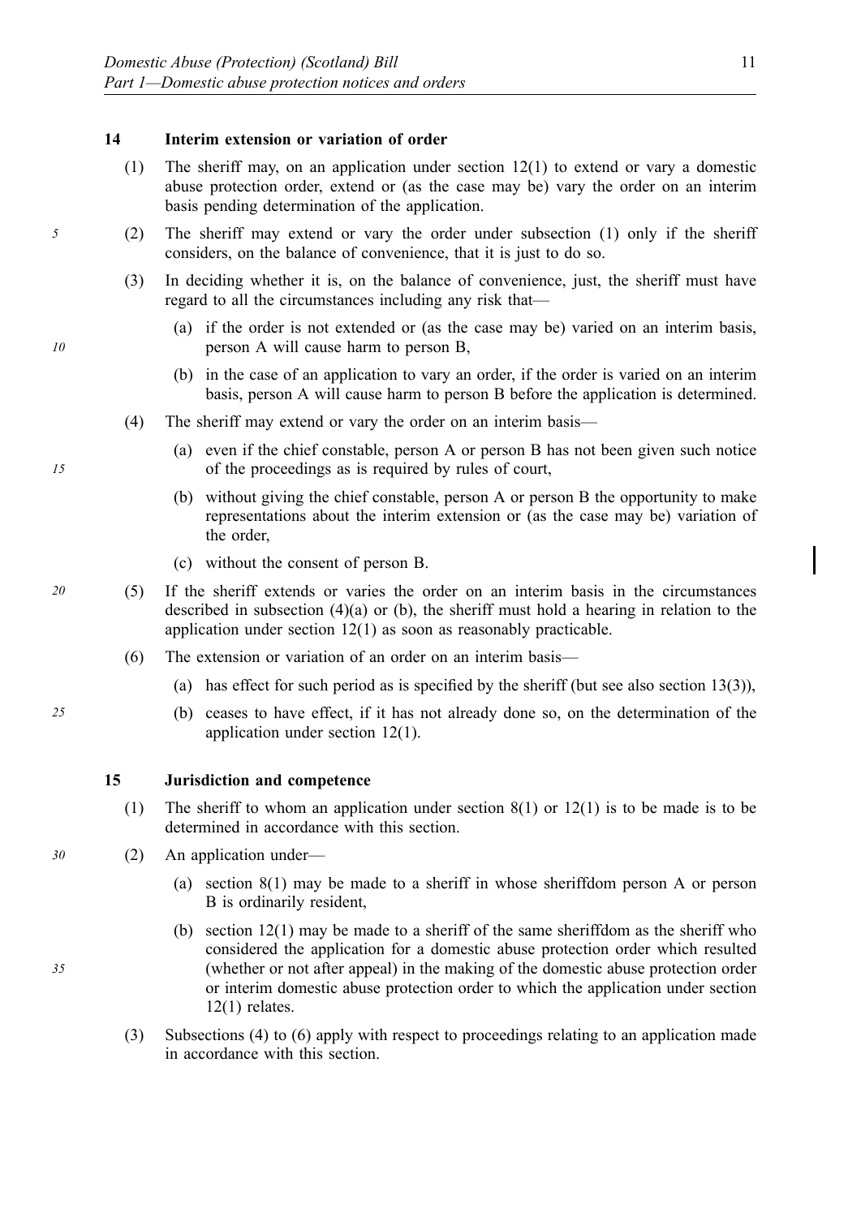### 14 Interim extension or variation of order

(1) The sheriff may, on an application under section 12(1) to extend or vary a domestic abuse protection order, extend or (as the case may be) vary the order on an interim basis pending determination of the application.

(2) The sheriff may extend or vary the order under subsection (1) only if the sheriff considers, on the balance of convenience, that it is just to do so.

(3) In deciding whether it is, on the balance of convenience, just, the sheriff must have regard to all the circumstances including any risk that—

(a) if the order is not extended or (as the case may be) varied on an interim basis, person A will cause harm to person B,

(b) in the case of an application to vary an order, if the order is varied on an interim basis, person A will cause harm to person B before the application is determined.

(4) The sheriff may extend or vary the order on an interim basis—

(a) even if the chief constable, person A or person B has not been given such notice of the proceedings as is required by rules of court,

(b) without giving the chief constable, person A or person B the opportunity to make representations about the interim extension or (as the case may be) variation of the order,

(c) without the consent of person B.

(5) If the sheriff extends or varies the order on an interim basis in the circumstances described in subsection (4)(a) or (b), the sheriff must hold a hearing in relation to the application under section 12(1) as soon as reasonably practicable.

(6) The extension or variation of an order on an interim basis—

(a) has effect for such period as is specified by the sheriff (but see also section 13(3)),

(b) ceases to have effect, if it has not already done so, on the determination of the application under section 12(1).

### 15 Jurisdiction and competence

(1) The sheriff to whom an application under section 8(1) or 12(1) is to be made is to be determined in accordance with this section.

(2) An application under—

(a) section 8(1) may be made to a sheriff in whose sheriffdom person A or person B is ordinarily resident,

(b) section 12(1) may be made to a sheriff of the same sheriffdom as the sheriff who considered the application for a domestic abuse protection order which resulted (whether or not after appeal) in the making of the domestic abuse protection order or interim domestic abuse protection order to which the application under section 12(1) relates.

(3) Subsections (4) to (6) apply with respect to proceedings relating to an application made in accordance with this section.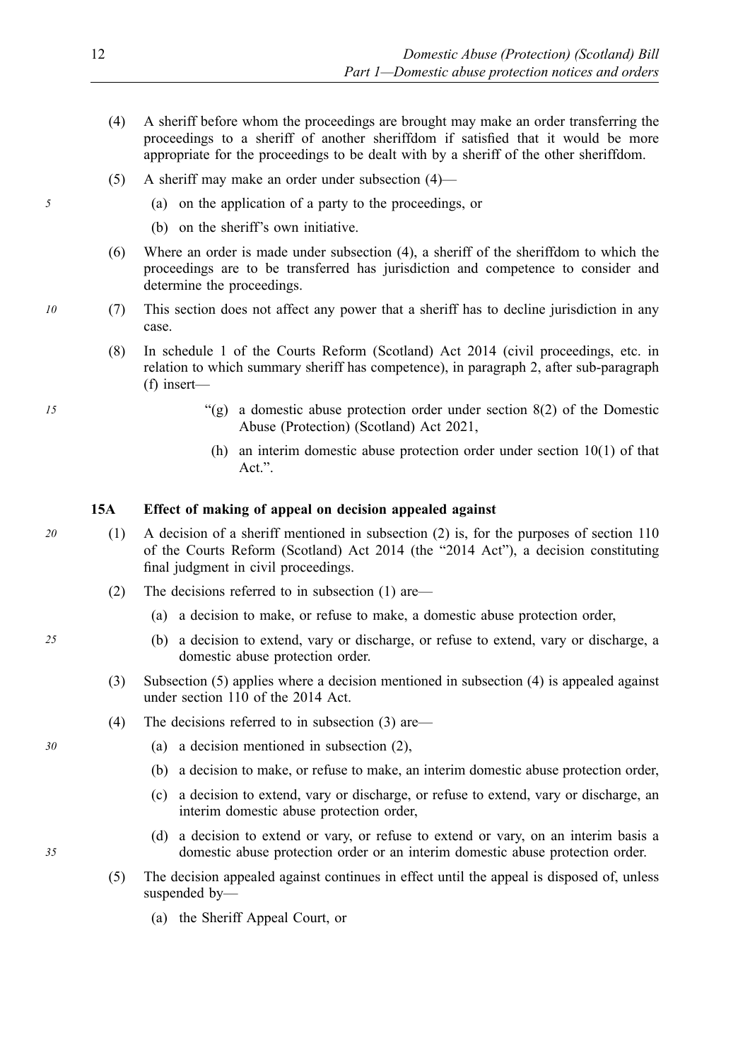(4) A sheriff before whom the proceedings are brought may make an order transferring the proceedings to a sheriff of another sheriffdom if satisfied that it would be more appropriate for the proceedings to be dealt with by a sheriff of the other sheriffdom.

(5) A sheriff may make an order under subsection (4)—

(a) on the application of a party to the proceedings, or

(b) on the sheriff's own initiative.

(6) Where an order is made under subsection (4), a sheriff of the sheriffdom to which the proceedings are to be transferred has jurisdiction and competence to consider and determine the proceedings.

(7) This section does not affect any power that a sheriff has to decline jurisdiction in any case.

(8) In schedule 1 of the Courts Reform (Scotland) Act 2014 (civil proceedings, etc. in relation to which summary sheriff has competence), in paragraph 2, after sub-paragraph (f) insert—

"(g) a domestic abuse protection order under section 8(2) of the Domestic Abuse (Protection) (Scotland) Act 2021,

(h) an interim domestic abuse protection order under section 10(1) of that Act.".

### 15A Effect of making of appeal on decision appealed against

(1) A decision of a sheriff mentioned in subsection (2) is, for the purposes of section 110 of the Courts Reform (Scotland) Act 2014 (the "2014 Act"), a decision constituting final judgment in civil proceedings.

(2) The decisions referred to in subsection (1) are—

(a) a decision to make, or refuse to make, a domestic abuse protection order,

(b) a decision to extend, vary or discharge, or refuse to extend, vary or discharge, a domestic abuse protection order.

(3) Subsection (5) applies where a decision mentioned in subsection (4) is appealed against under section 110 of the 2014 Act.

(4) The decisions referred to in subsection (3) are—

(a) a decision mentioned in subsection (2),

(b) a decision to make, or refuse to make, an interim domestic abuse protection order,

(c) a decision to extend, vary or discharge, or refuse to extend, vary or discharge, an interim domestic abuse protection order,

(d) a decision to extend or vary, or refuse to extend or vary, on an interim basis a domestic abuse protection order or an interim domestic abuse protection order.

(5) The decision appealed against continues in effect until the appeal is disposed of, unless suspended by—

(a) the Sheriff Appeal Court, or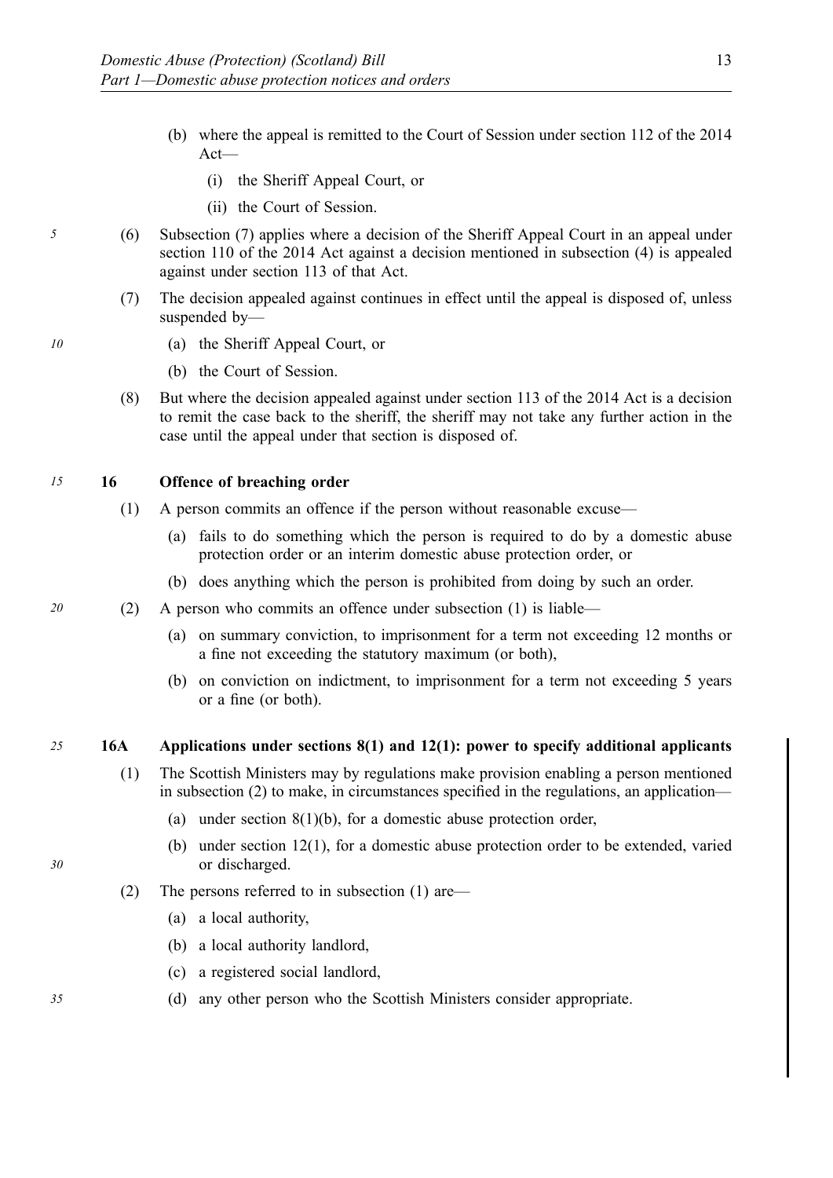(b) where the appeal is remitted to the Court of Session under section 112 of the 2014 Act—

(i) the Sheriff Appeal Court, or

(ii) the Court of Session.

(6) Subsection (7) applies where a decision of the Sheriff Appeal Court in an appeal under section 110 of the 2014 Act against a decision mentioned in subsection (4) is appealed against under section 113 of that Act.

(7) The decision appealed against continues in effect until the appeal is disposed of, unless suspended by—

(a) the Sheriff Appeal Court, or

(b) the Court of Session.

(8) But where the decision appealed against under section 113 of the 2014 Act is a decision to remit the case back to the sheriff, the sheriff may not take any further action in the case until the appeal under that section is disposed of.

### 16 Offence of breaching order

(1) A person commits an offence if the person without reasonable excuse—

(a) fails to do something which the person is required to do by a domestic abuse protection order or an interim domestic abuse protection order, or

(b) does anything which the person is prohibited from doing by such an order.

(2) A person who commits an offence under subsection (1) is liable—

(a) on summary conviction, to imprisonment for a term not exceeding 12 months or a fine not exceeding the statutory maximum (or both),

(b) on conviction on indictment, to imprisonment for a term not exceeding 5 years or a fine (or both).

### 16A Applications under sections 8(1) and 12(1): power to specify additional applicants

(1) The Scottish Ministers may by regulations make provision enabling a person mentioned in subsection (2) to make, in circumstances specified in the regulations, an application—

(a) under section 8(1)(b), for a domestic abuse protection order,

(b) under section 12(1), for a domestic abuse protection order to be extended, varied or discharged.

(2) The persons referred to in subsection (1) are—

(a) a local authority,

(b) a local authority landlord,

(c) a registered social landlord,

(d) any other person who the Scottish Ministers consider appropriate.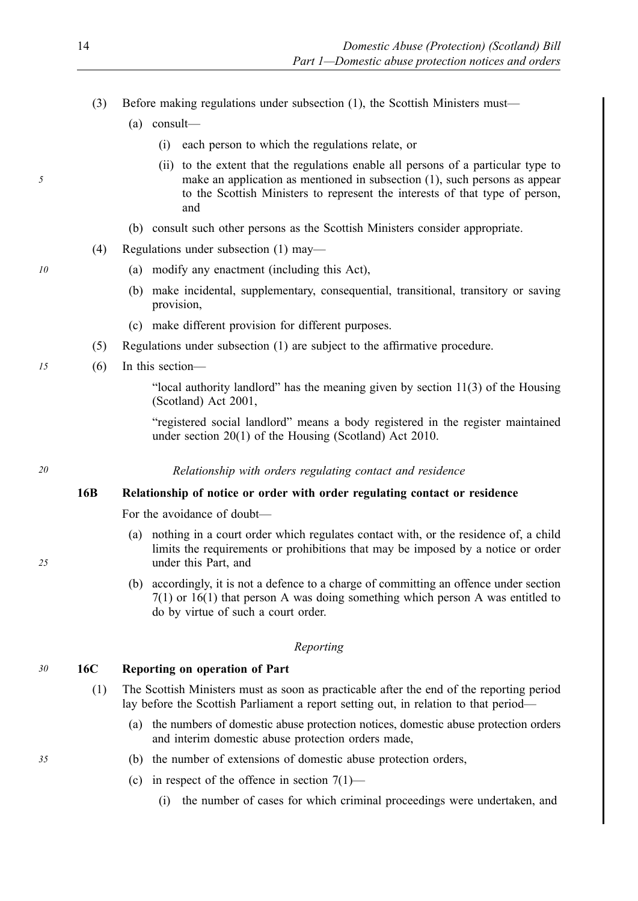(3) Before making regulations under subsection (1), the Scottish Ministers must—

(a) consult—

(i) each person to which the regulations relate, or

(ii) to the extent that the regulations enable all persons of a particular type to make an application as mentioned in subsection (1), such persons as appear to the Scottish Ministers to represent the interests of that type of person, and

(b) consult such other persons as the Scottish Ministers consider appropriate.

(4) Regulations under subsection (1) may—

(a) modify any enactment (including this Act),

(b) make incidental, supplementary, consequential, transitional, transitory or saving provision,

(c) make different provision for different purposes.

(5) Regulations under subsection (1) are subject to the affirmative procedure.

(6) In this section—

"local authority landlord" has the meaning given by section 11(3) of the Housing (Scotland) Act 2001,

"registered social landlord" means a body registered in the register maintained under section 20(1) of the Housing (Scotland) Act 2010.

*Relationship with orders regulating contact and residence*

**16B Relationship of notice or order with order regulating contact or residence**

For the avoidance of doubt—

(a) nothing in a court order which regulates contact with, or the residence of, a child limits the requirements or prohibitions that may be imposed by a notice or order under this Part, and

(b) accordingly, it is not a defence to a charge of committing an offence under section 7(1) or 16(1) that person A was doing something which person A was entitled to do by virtue of such a court order.

*Reporting*

**16C Reporting on operation of Part**

(1) The Scottish Ministers must as soon as practicable after the end of the reporting period lay before the Scottish Parliament a report setting out, in relation to that period—

(a) the numbers of domestic abuse protection notices, domestic abuse protection orders and interim domestic abuse protection orders made,

(b) the number of extensions of domestic abuse protection orders,

(c) in respect of the offence in section 7(1)—

(i) the number of cases for which criminal proceedings were undertaken, and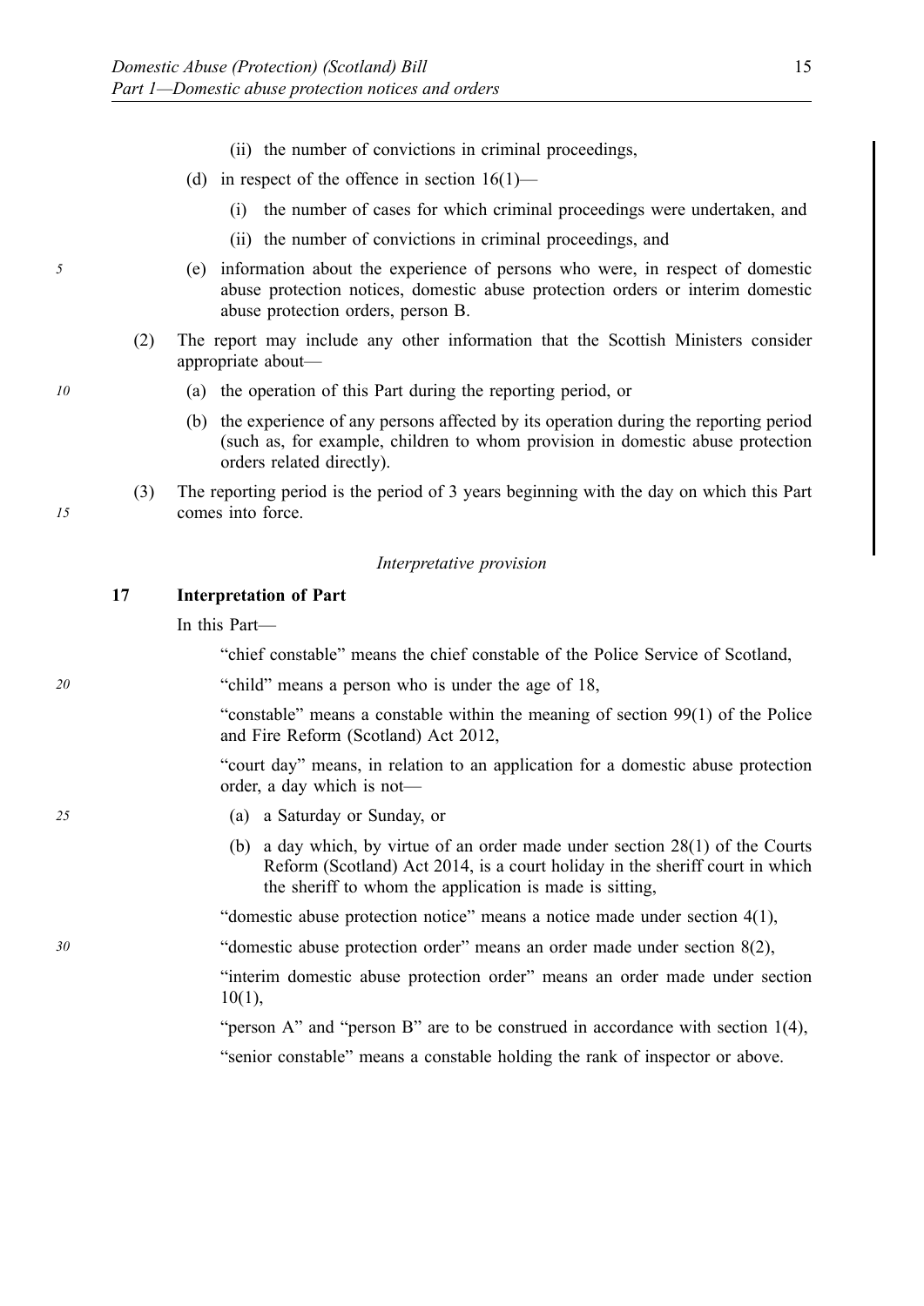(ii) the number of convictions in criminal proceedings,

(d) in respect of the offence in section 16(1)—

(i) the number of cases for which criminal proceedings were undertaken, and

(ii) the number of convictions in criminal proceedings, and

(e) information about the experience of persons who were, in respect of domestic abuse protection notices, domestic abuse protection orders or interim domestic abuse protection orders, person B.

(2) The report may include any other information that the Scottish Ministers consider appropriate about—

(a) the operation of this Part during the reporting period, or

(b) the experience of any persons affected by its operation during the reporting period (such as, for example, children to whom provision in domestic abuse protection orders related directly).

(3) The reporting period is the period of 3 years beginning with the day on which this Part comes into force.

*Interpretative provision*

### 17 Interpretation of Part

In this Part—

"chief constable" means the chief constable of the Police Service of Scotland,

"child" means a person who is under the age of 18,

"constable" means a constable within the meaning of section 99(1) of the Police and Fire Reform (Scotland) Act 2012,

"court day" means, in relation to an application for a domestic abuse protection order, a day which is not—

(a) a Saturday or Sunday, or

(b) a day which, by virtue of an order made under section 28(1) of the Courts Reform (Scotland) Act 2014, is a court holiday in the sheriff court in which the sheriff to whom the application is made is sitting,

"domestic abuse protection notice" means a notice made under section 4(1),

"domestic abuse protection order" means an order made under section 8(2),

"interim domestic abuse protection order" means an order made under section 10(1),

"person A" and "person B" are to be construed in accordance with section 1(4),

"senior constable" means a constable holding the rank of inspector or above.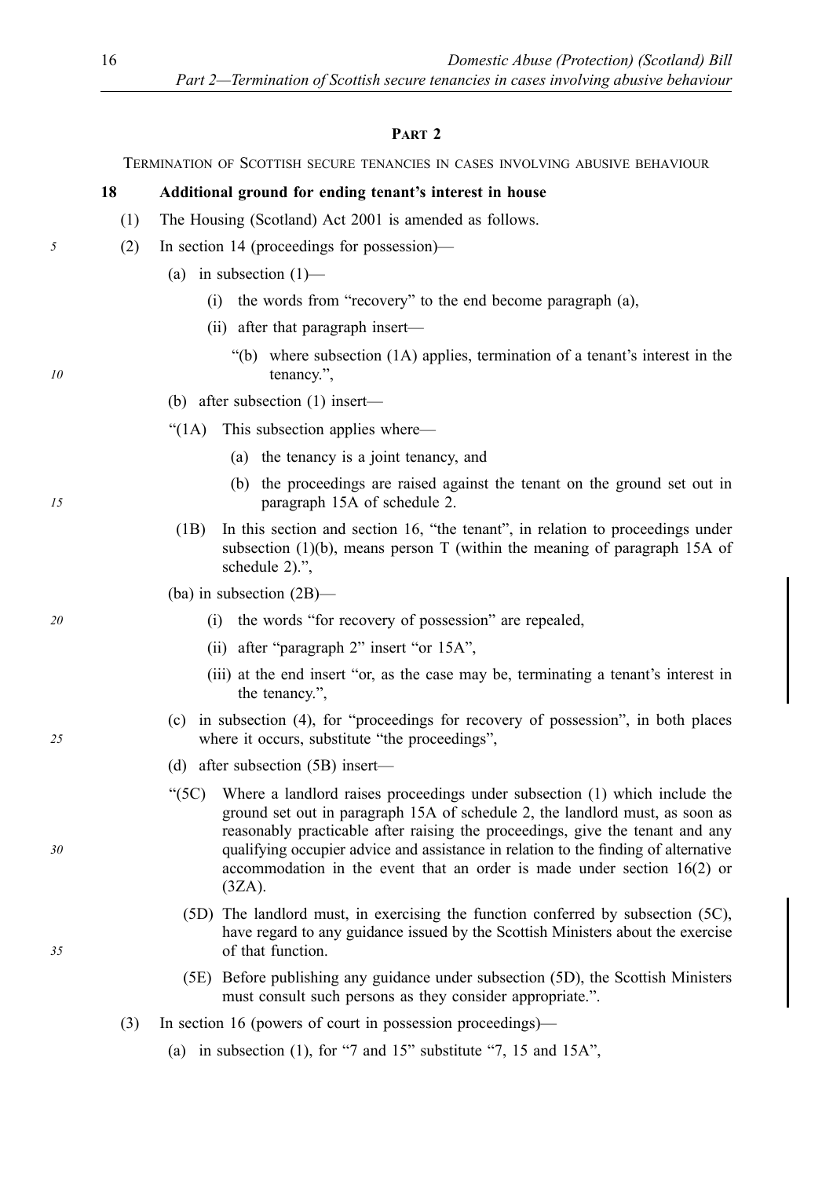## PART 2

TERMINATION OF SCOTTISH SECURE TENANCIES IN CASES INVOLVING ABUSIVE BEHAVIOUR

### 18 Additional ground for ending tenant's interest in house

(1) The Housing (Scotland) Act 2001 is amended as follows.

(2) In section 14 (proceedings for possession)—

(a) in subsection (1)—

(i) the words from "recovery" to the end become paragraph (a),

(ii) after that paragraph insert—

"(b) where subsection (1A) applies, termination of a tenant's interest in the tenancy.",

(b) after subsection (1) insert—

"(1A) This subsection applies where—

(a) the tenancy is a joint tenancy, and

(b) the proceedings are raised against the tenant on the ground set out in paragraph 15A of schedule 2.

(1B) In this section and section 16, "the tenant", in relation to proceedings under subsection (1)(b), means person T (within the meaning of paragraph 15A of schedule 2).",

(ba) in subsection (2B)—

(i) the words "for recovery of possession" are repealed,

(ii) after "paragraph 2" insert "or 15A",

(iii) at the end insert "or, as the case may be, terminating a tenant's interest in the tenancy.",

(c) in subsection (4), for "proceedings for recovery of possession", in both places where it occurs, substitute "the proceedings",

(d) after subsection (5B) insert—

"(5C) Where a landlord raises proceedings under subsection (1) which include the ground set out in paragraph 15A of schedule 2, the landlord must, as soon as reasonably practicable after raising the proceedings, give the tenant and any qualifying occupier advice and assistance in relation to the finding of alternative accommodation in the event that an order is made under section 16(2) or (3ZA).

(5D) The landlord must, in exercising the function conferred by subsection (5C), have regard to any guidance issued by the Scottish Ministers about the exercise of that function.

(5E) Before publishing any guidance under subsection (5D), the Scottish Ministers must consult such persons as they consider appropriate.".

(3) In section 16 (powers of court in possession proceedings)—

(a) in subsection (1), for "7 and 15" substitute "7, 15 and 15A",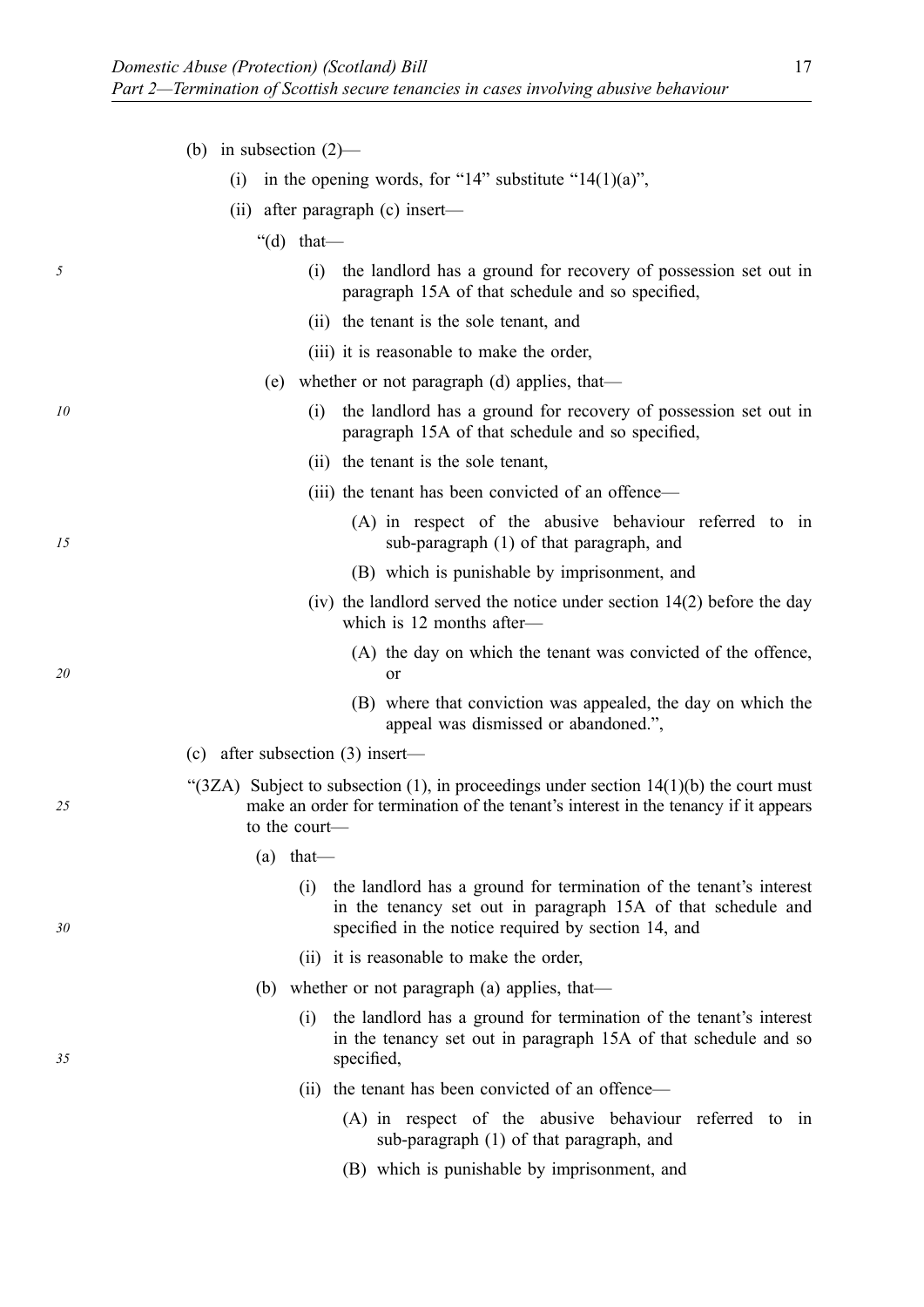(b) in subsection (2)—

(i) in the opening words, for "14" substitute "14(1)(a)",

(ii) after paragraph (c) insert—

"(d) that—

(i) the landlord has a ground for recovery of possession set out in paragraph 15A of that schedule and so specified,

(ii) the tenant is the sole tenant, and

(iii) it is reasonable to make the order,

(e) whether or not paragraph (d) applies, that—

(i) the landlord has a ground for recovery of possession set out in paragraph 15A of that schedule and so specified,

(ii) the tenant is the sole tenant,

(iii) the tenant has been convicted of an offence—

(A) in respect of the abusive behaviour referred to in sub-paragraph (1) of that paragraph, and

(B) which is punishable by imprisonment, and

(iv) the landlord served the notice under section 14(2) before the day which is 12 months after—

(A) the day on which the tenant was convicted of the offence, or

(B) where that conviction was appealed, the day on which the appeal was dismissed or abandoned.",

(c) after subsection (3) insert—

"(3ZA) Subject to subsection (1), in proceedings under section 14(1)(b) the court must make an order for termination of the tenant's interest in the tenancy if it appears to the court—

(a) that—

(i) the landlord has a ground for termination of the tenant's interest in the tenancy set out in paragraph 15A of that schedule and specified in the notice required by section 14, and

(ii) it is reasonable to make the order,

(b) whether or not paragraph (a) applies, that—

(i) the landlord has a ground for termination of the tenant's interest in the tenancy set out in paragraph 15A of that schedule and so specified,

(ii) the tenant has been convicted of an offence—

(A) in respect of the abusive behaviour referred to in sub-paragraph (1) of that paragraph, and

(B) which is punishable by imprisonment, and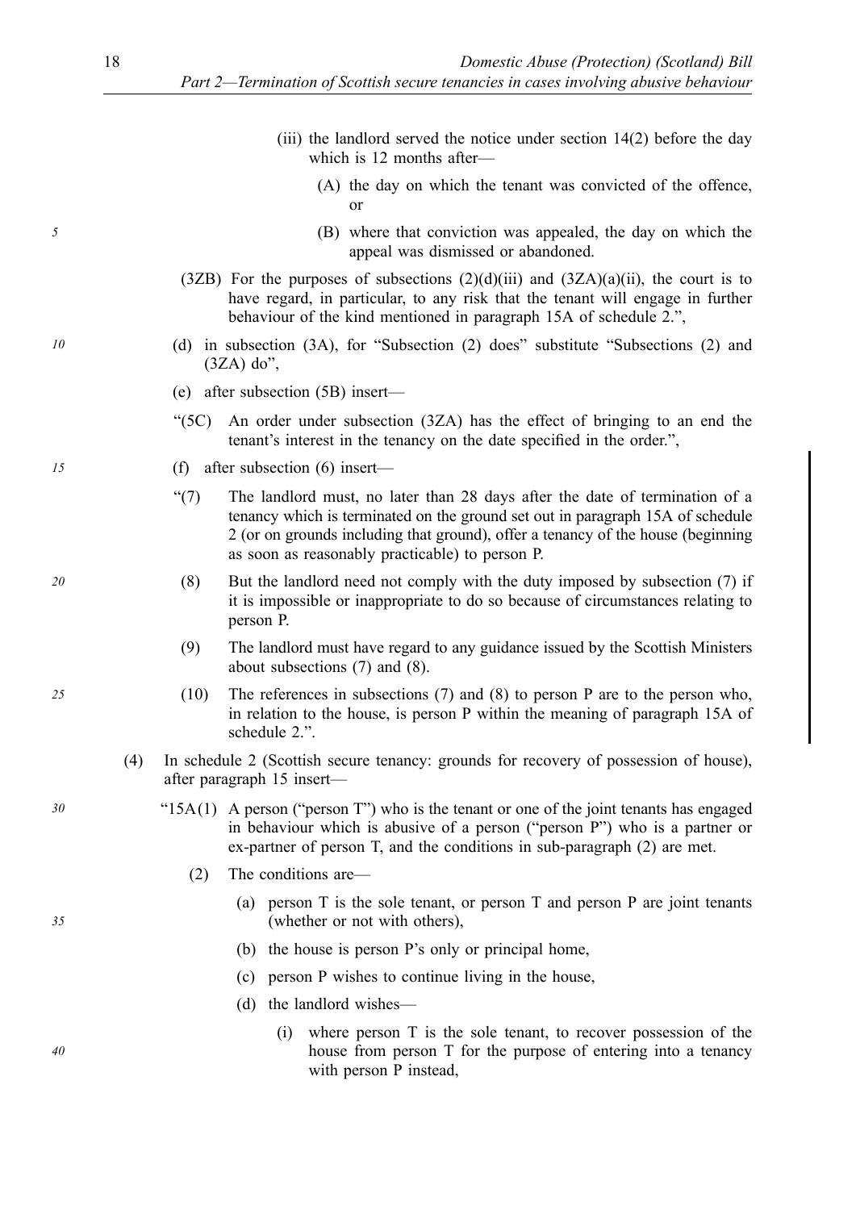(iii) the landlord served the notice under section 14(2) before the day which is 12 months after—

(A) the day on which the tenant was convicted of the offence, or

(B) where that conviction was appealed, the day on which the appeal was dismissed or abandoned.

(3ZB) For the purposes of subsections (2)(d)(iii) and (3ZA)(a)(ii), the court is to have regard, in particular, to any risk that the tenant will engage in further behaviour of the kind mentioned in paragraph 15A of schedule 2.",

(d) in subsection (3A), for "Subsection (2) does" substitute "Subsections (2) and (3ZA) do",

(e) after subsection (5B) insert—

"(5C) An order under subsection (3ZA) has the effect of bringing to an end the tenant's interest in the tenancy on the date specified in the order.",

(f) after subsection (6) insert—

"(7) The landlord must, no later than 28 days after the date of termination of a tenancy which is terminated on the ground set out in paragraph 15A of schedule 2 (or on grounds including that ground), offer a tenancy of the house (beginning as soon as reasonably practicable) to person P.

(8) But the landlord need not comply with the duty imposed by subsection (7) if it is impossible or inappropriate to do so because of circumstances relating to person P.

(9) The landlord must have regard to any guidance issued by the Scottish Ministers about subsections (7) and (8).

(10) The references in subsections (7) and (8) to person P are to the person who, in relation to the house, is person P within the meaning of paragraph 15A of schedule 2.".

(4) In schedule 2 (Scottish secure tenancy: grounds for recovery of possession of house), after paragraph 15 insert—

"15A(1) A person ("person T") who is the tenant or one of the joint tenants has engaged in behaviour which is abusive of a person ("person P") who is a partner or ex-partner of person T, and the conditions in sub-paragraph (2) are met.

(2) The conditions are—

(a) person T is the sole tenant, or person T and person P are joint tenants (whether or not with others),

(b) the house is person P's only or principal home,

(c) person P wishes to continue living in the house,

(d) the landlord wishes—

(i) where person T is the sole tenant, to recover possession of the house from person T for the purpose of entering into a tenancy with person P instead,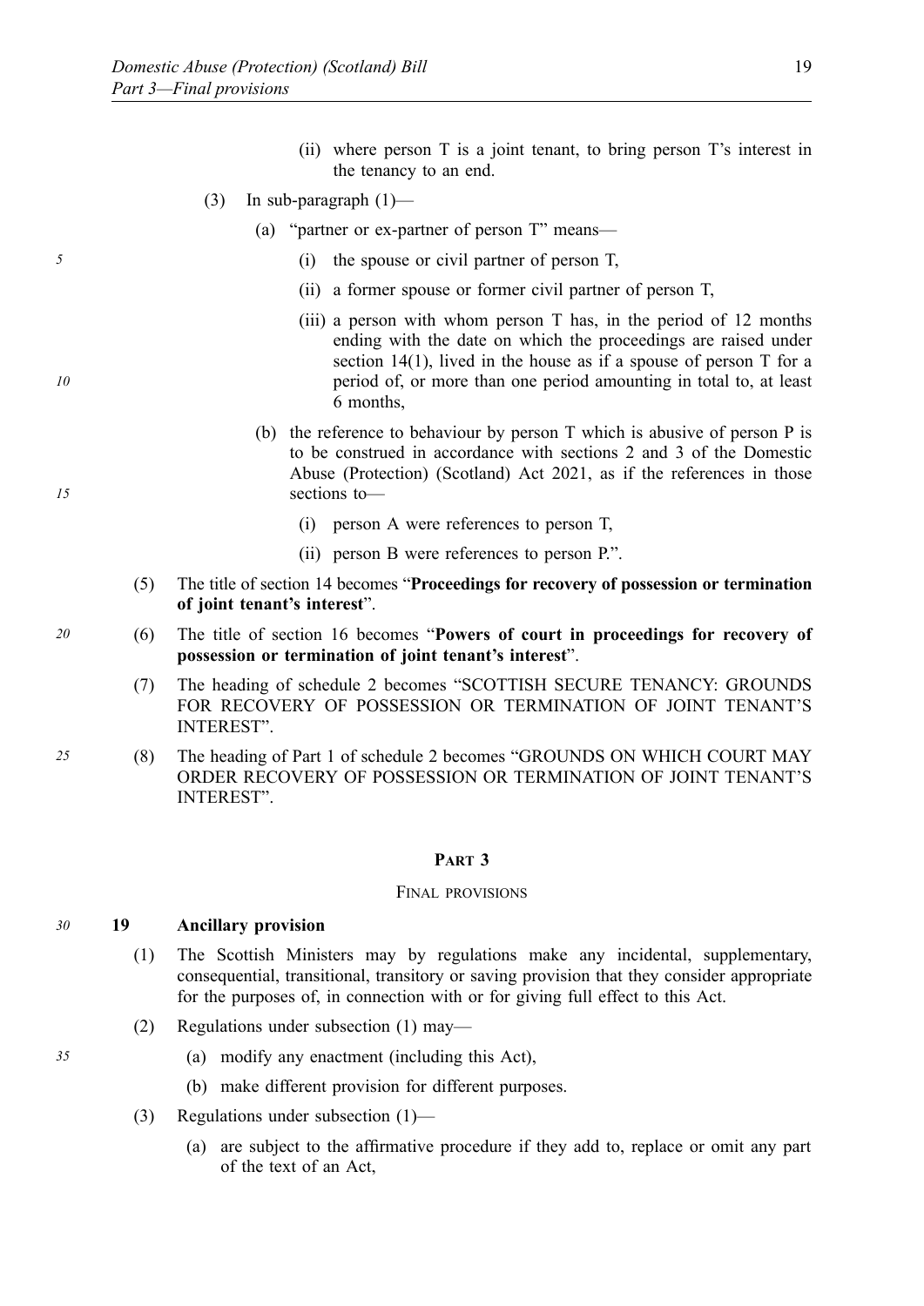(ii) where person T is a joint tenant, to bring person T's interest in the tenancy to an end.

(3) In sub-paragraph (1)—

(a) "partner or ex-partner of person T" means—

(i) the spouse or civil partner of person T,

(ii) a former spouse or former civil partner of person T,

(iii) a person with whom person T has, in the period of 12 months ending with the date on which the proceedings are raised under section 14(1), lived in the house as if a spouse of person T for a period of, or more than one period amounting in total to, at least 6 months,

(b) the reference to behaviour by person T which is abusive of person P is to be construed in accordance with sections 2 and 3 of the Domestic Abuse (Protection) (Scotland) Act 2021, as if the references in those sections to—

(i) person A were references to person T,

(ii) person B were references to person P.".

(5) The title of section 14 becomes "**Proceedings for recovery of possession or termination of joint tenant's interest**".

(6) The title of section 16 becomes "**Powers of court in proceedings for recovery of possession or termination of joint tenant's interest**".

(7) The heading of schedule 2 becomes "SCOTTISH SECURE TENANCY: GROUNDS FOR RECOVERY OF POSSESSION OR TERMINATION OF JOINT TENANT'S INTEREST".

(8) The heading of Part 1 of schedule 2 becomes "GROUNDS ON WHICH COURT MAY ORDER RECOVERY OF POSSESSION OR TERMINATION OF JOINT TENANT'S INTEREST".

## PART 3

### FINAL PROVISIONS

**19 Ancillary provision**

(1) The Scottish Ministers may by regulations make any incidental, supplementary, consequential, transitional, transitory or saving provision that they consider appropriate for the purposes of, in connection with or for giving full effect to this Act.

(2) Regulations under subsection (1) may—

(a) modify any enactment (including this Act),

(b) make different provision for different purposes.

(3) Regulations under subsection (1)—

(a) are subject to the affirmative procedure if they add to, replace or omit any part of the text of an Act,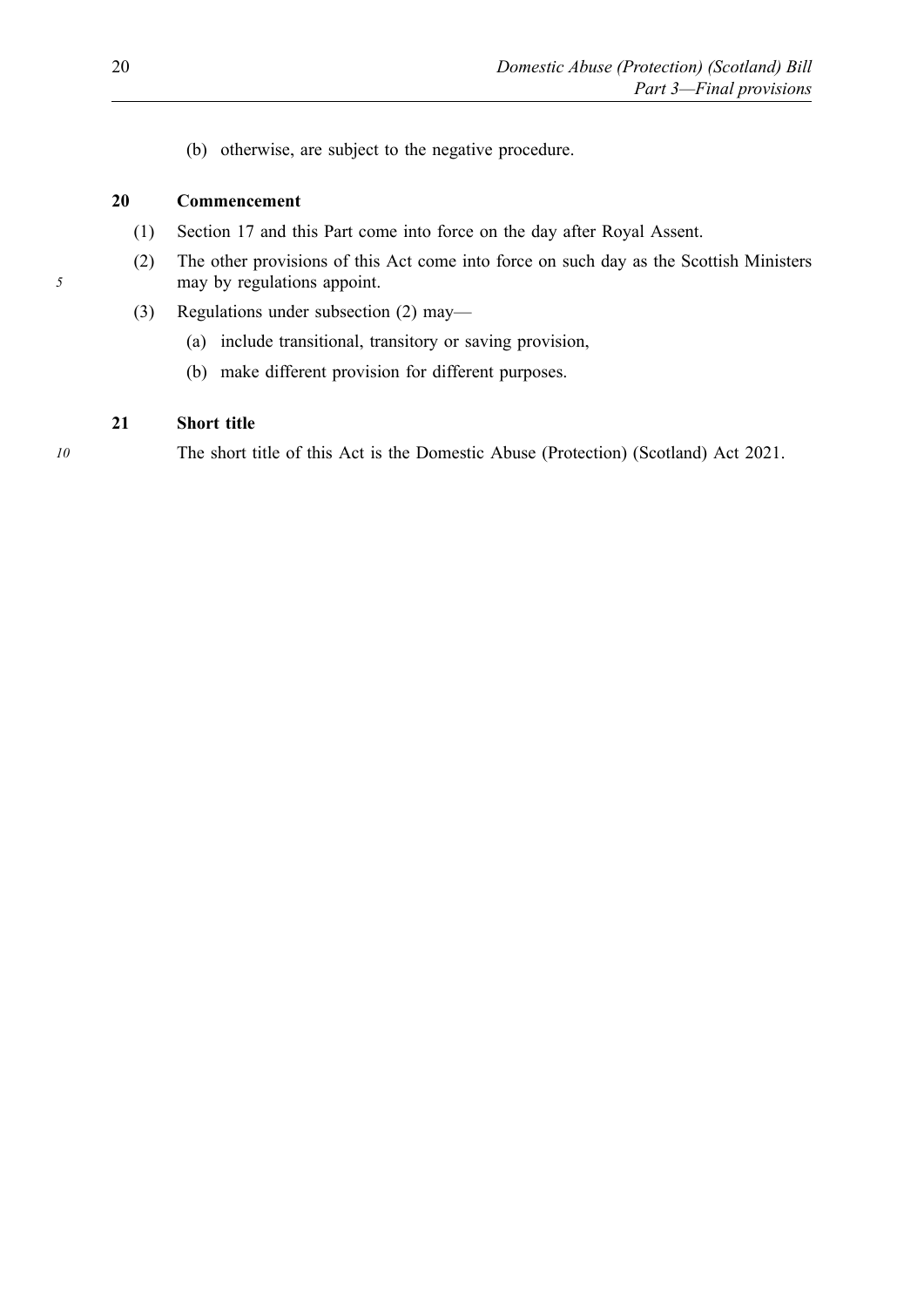(b) otherwise, are subject to the negative procedure.

**20 Commencement**

(1) Section 17 and this Part come into force on the day after Royal Assent.

(2) The other provisions of this Act come into force on such day as the Scottish Ministers may by regulations appoint.

(3) Regulations under subsection (2) may—

(a) include transitional, transitory or saving provision,

(b) make different provision for different purposes.

**21 Short title**

The short title of this Act is the Domestic Abuse (Protection) (Scotland) Act 2021.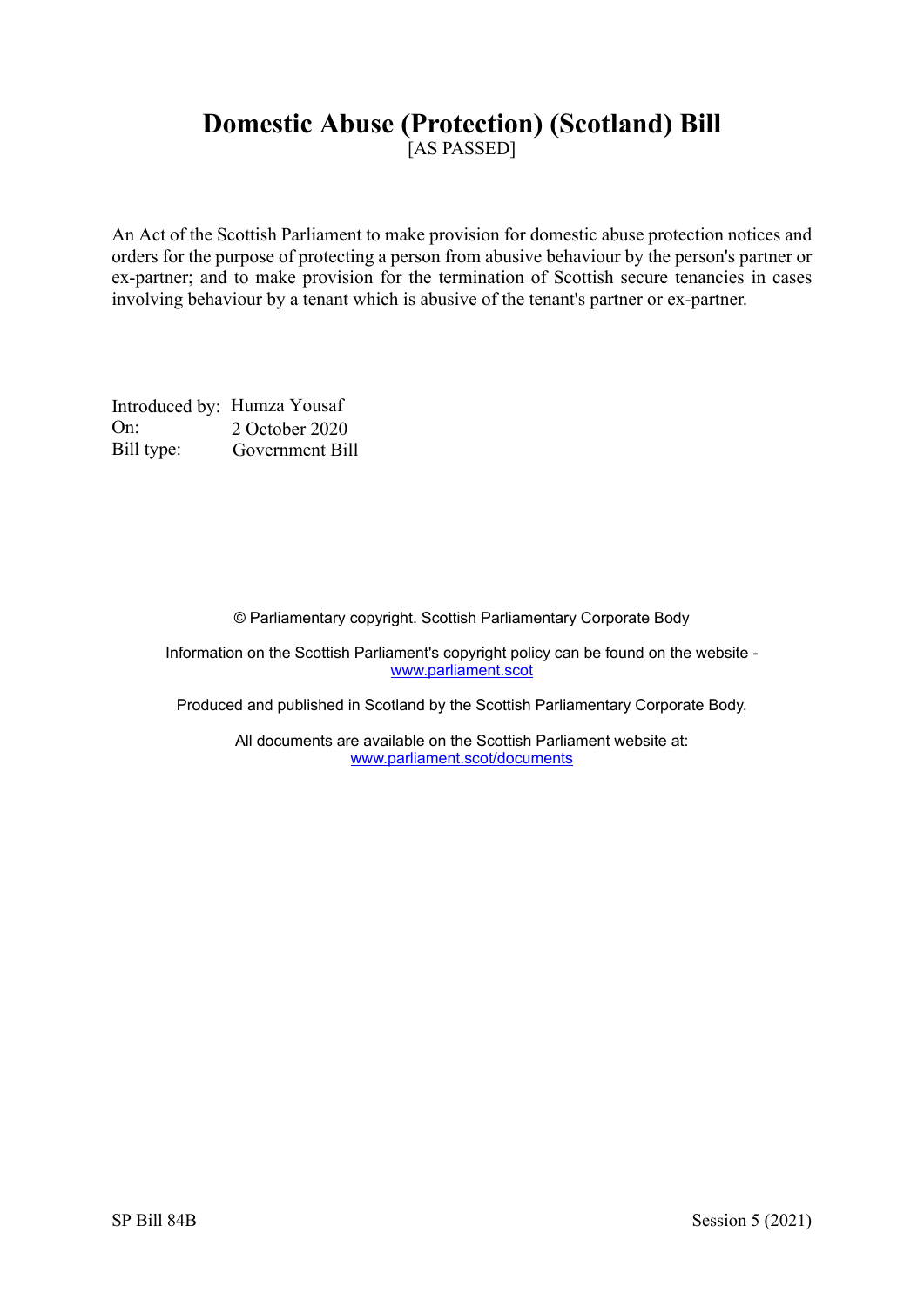# Domestic Abuse (Protection) (Scotland) Bill

[AS PASSED]

An Act of the Scottish Parliament to make provision for domestic abuse protection notices and orders for the purpose of protecting a person from abusive behaviour by the person's partner or ex-partner; and to make provision for the termination of Scottish secure tenancies in cases involving behaviour by a tenant which is abusive of the tenant's partner or ex-partner.

| | |
|---|---|
| Introduced by: | Humza Yousaf |
| On: | 2 October 2020 |
| Bill type: | Government Bill |

© Parliamentary copyright. Scottish Parliamentary Corporate Body

Information on the Scottish Parliament's copyright policy can be found on the website - www.parliament.scot

Produced and published in Scotland by the Scottish Parliamentary Corporate Body.

All documents are available on the Scottish Parliament website at: www.parliament.scot/documents

SP Bill 84B Session 5 (2021)